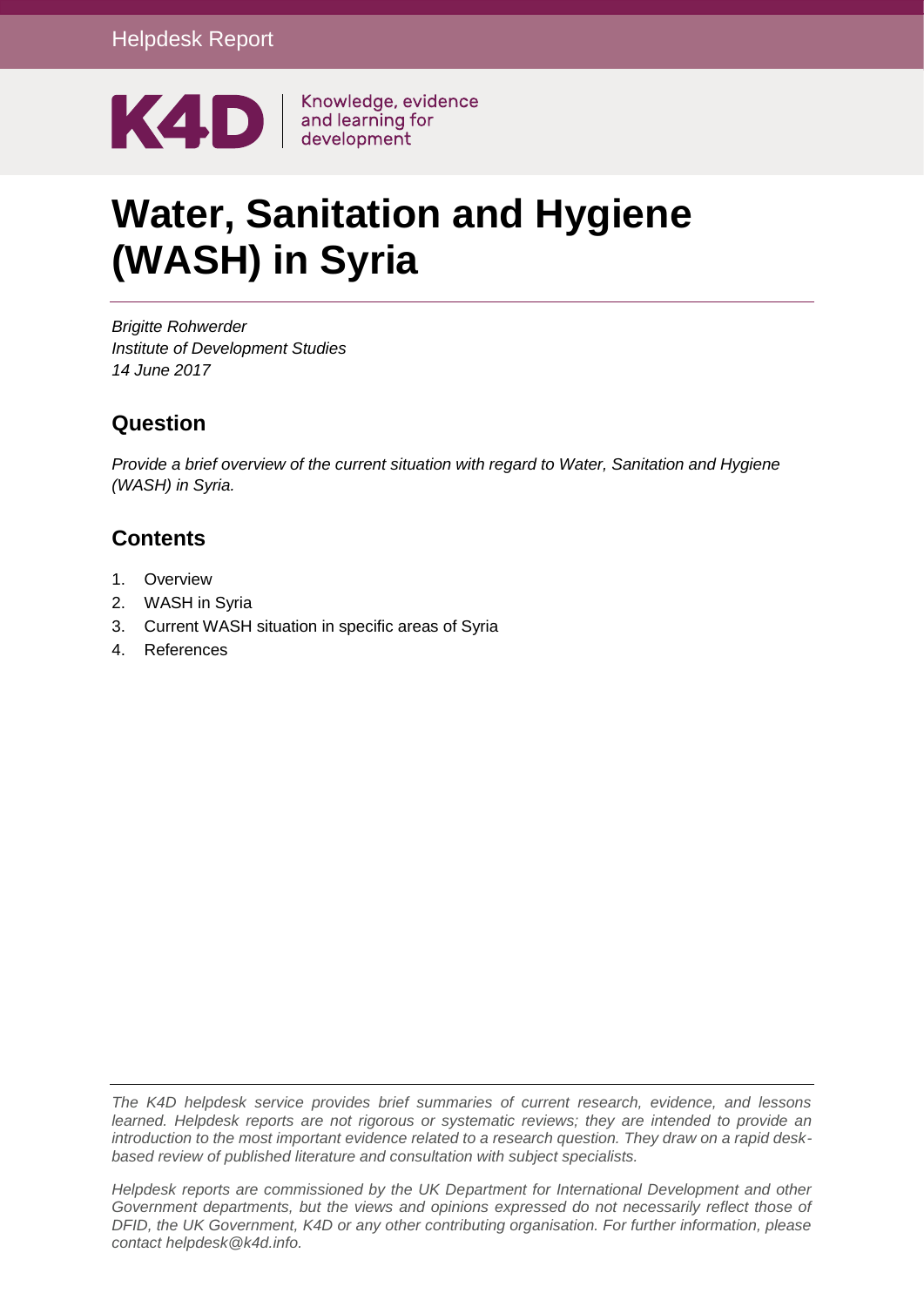Helpdesk Report

K4D | Knowledge, evidence and learning for development

# Water, Sanitation and Hygiene (WASH) in Syria

*Brigitte Rohwerder*
*Institute of Development Studies*
*14 June 2017*

## Question

*Provide a brief overview of the current situation with regard to Water, Sanitation and Hygiene (WASH) in Syria.*

## Contents

1. Overview
2. WASH in Syria
3. Current WASH situation in specific areas of Syria
4. References

*The K4D helpdesk service provides brief summaries of current research, evidence, and lessons learned. Helpdesk reports are not rigorous or systematic reviews; they are intended to provide an introduction to the most important evidence related to a research question. They draw on a rapid desk-based review of published literature and consultation with subject specialists.*

*Helpdesk reports are commissioned by the UK Department for International Development and other Government departments, but the views and opinions expressed do not necessarily reflect those of DFID, the UK Government, K4D or any other contributing organisation. For further information, please contact helpdesk@k4d.info.*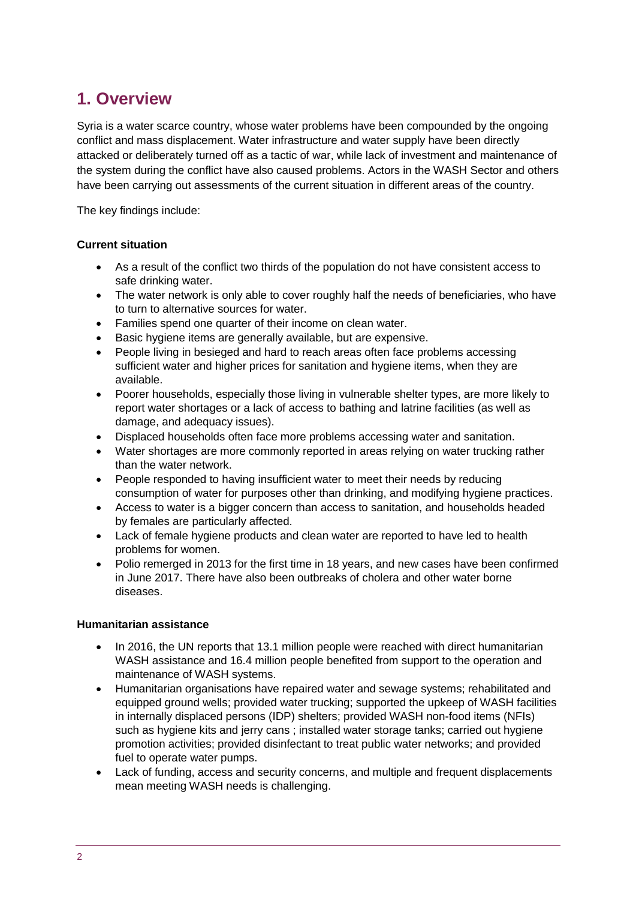# 1. Overview

Syria is a water scarce country, whose water problems have been compounded by the ongoing conflict and mass displacement. Water infrastructure and water supply have been directly attacked or deliberately turned off as a tactic of war, while lack of investment and maintenance of the system during the conflict have also caused problems. Actors in the WASH Sector and others have been carrying out assessments of the current situation in different areas of the country.

The key findings include:

**Current situation**

- As a result of the conflict two thirds of the population do not have consistent access to safe drinking water.
- The water network is only able to cover roughly half the needs of beneficiaries, who have to turn to alternative sources for water.
- Families spend one quarter of their income on clean water.
- Basic hygiene items are generally available, but are expensive.
- People living in besieged and hard to reach areas often face problems accessing sufficient water and higher prices for sanitation and hygiene items, when they are available.
- Poorer households, especially those living in vulnerable shelter types, are more likely to report water shortages or a lack of access to bathing and latrine facilities (as well as damage, and adequacy issues).
- Displaced households often face more problems accessing water and sanitation.
- Water shortages are more commonly reported in areas relying on water trucking rather than the water network.
- People responded to having insufficient water to meet their needs by reducing consumption of water for purposes other than drinking, and modifying hygiene practices.
- Access to water is a bigger concern than access to sanitation, and households headed by females are particularly affected.
- Lack of female hygiene products and clean water are reported to have led to health problems for women.
- Polio remerged in 2013 for the first time in 18 years, and new cases have been confirmed in June 2017. There have also been outbreaks of cholera and other water borne diseases.

**Humanitarian assistance**

- In 2016, the UN reports that 13.1 million people were reached with direct humanitarian WASH assistance and 16.4 million people benefited from support to the operation and maintenance of WASH systems.
- Humanitarian organisations have repaired water and sewage systems; rehabilitated and equipped ground wells; provided water trucking; supported the upkeep of WASH facilities in internally displaced persons (IDP) shelters; provided WASH non-food items (NFIs) such as hygiene kits and jerry cans ; installed water storage tanks; carried out hygiene promotion activities; provided disinfectant to treat public water networks; and provided fuel to operate water pumps.
- Lack of funding, access and security concerns, and multiple and frequent displacements mean meeting WASH needs is challenging.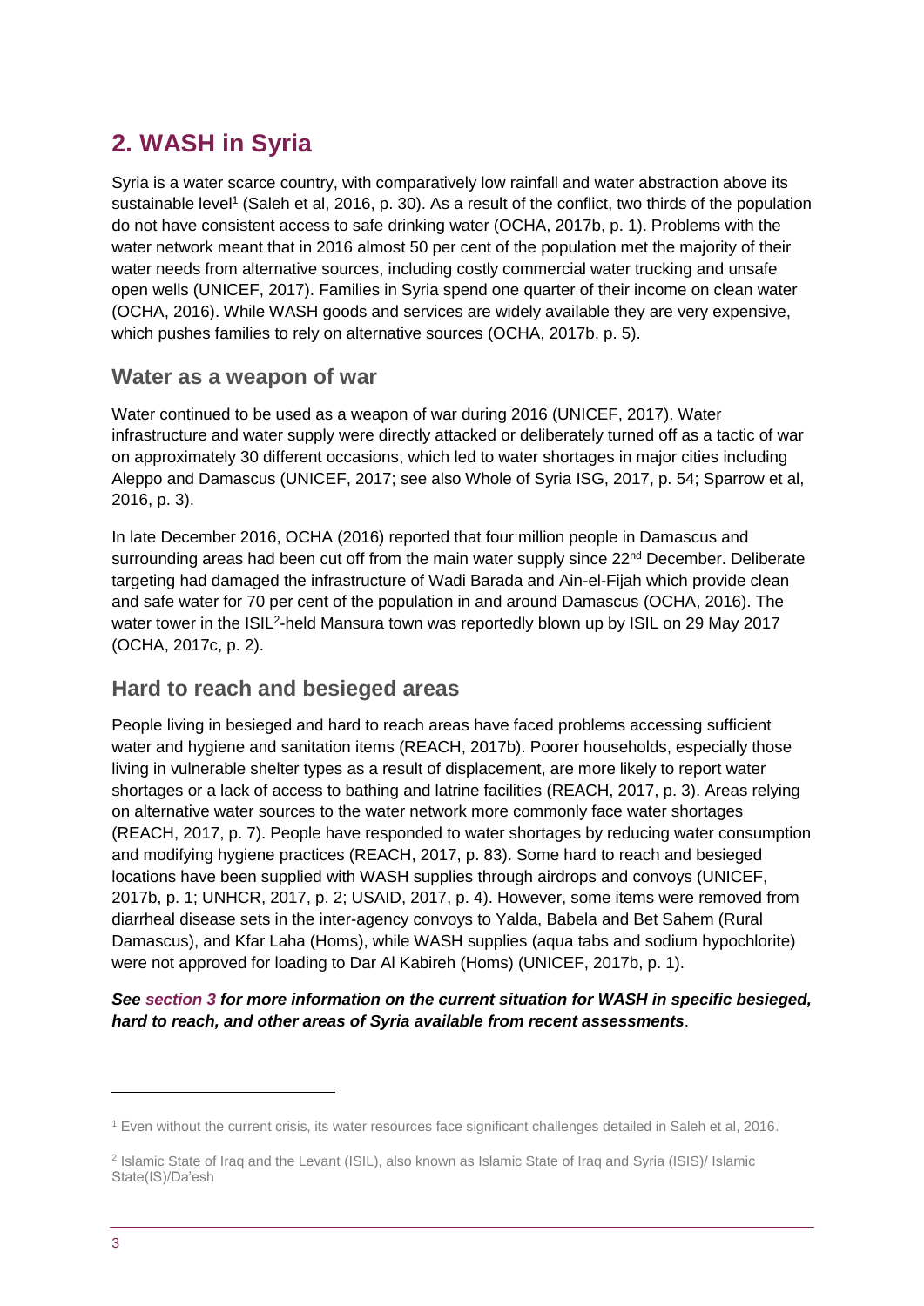## 2. WASH in Syria

Syria is a water scarce country, with comparatively low rainfall and water abstraction above its sustainable level[1] (Saleh et al, 2016, p. 30). As a result of the conflict, two thirds of the population do not have consistent access to safe drinking water (OCHA, 2017b, p. 1). Problems with the water network meant that in 2016 almost 50 per cent of the population met the majority of their water needs from alternative sources, including costly commercial water trucking and unsafe open wells (UNICEF, 2017). Families in Syria spend one quarter of their income on clean water (OCHA, 2016). While WASH goods and services are widely available they are very expensive, which pushes families to rely on alternative sources (OCHA, 2017b, p. 5).

### Water as a weapon of war

Water continued to be used as a weapon of war during 2016 (UNICEF, 2017). Water infrastructure and water supply were directly attacked or deliberately turned off as a tactic of war on approximately 30 different occasions, which led to water shortages in major cities including Aleppo and Damascus (UNICEF, 2017; see also Whole of Syria ISG, 2017, p. 54; Sparrow et al, 2016, p. 3).

In late December 2016, OCHA (2016) reported that four million people in Damascus and surrounding areas had been cut off from the main water supply since 22nd December. Deliberate targeting had damaged the infrastructure of Wadi Barada and Ain-el-Fijah which provide clean and safe water for 70 per cent of the population in and around Damascus (OCHA, 2016). The water tower in the ISIL[2]-held Mansura town was reportedly blown up by ISIL on 29 May 2017 (OCHA, 2017c, p. 2).

### Hard to reach and besieged areas

People living in besieged and hard to reach areas have faced problems accessing sufficient water and hygiene and sanitation items (REACH, 2017b). Poorer households, especially those living in vulnerable shelter types as a result of displacement, are more likely to report water shortages or a lack of access to bathing and latrine facilities (REACH, 2017, p. 3). Areas relying on alternative water sources to the water network more commonly face water shortages (REACH, 2017, p. 7). People have responded to water shortages by reducing water consumption and modifying hygiene practices (REACH, 2017, p. 83). Some hard to reach and besieged locations have been supplied with WASH supplies through airdrops and convoys (UNICEF, 2017b, p. 1; UNHCR, 2017, p. 2; USAID, 2017, p. 4). However, some items were removed from diarrheal disease sets in the inter-agency convoys to Yalda, Babela and Bet Sahem (Rural Damascus), and Kfar Laha (Homs), while WASH supplies (aqua tabs and sodium hypochlorite) were not approved for loading to Dar Al Kabireh (Homs) (UNICEF, 2017b, p. 1).

***See section 3 for more information on the current situation for WASH in specific besieged, hard to reach, and other areas of Syria available from recent assessments***.

---

[1] Even without the current crisis, its water resources face significant challenges detailed in Saleh et al, 2016.

[2] Islamic State of Iraq and the Levant (ISIL), also known as Islamic State of Iraq and Syria (ISIS)/ Islamic State(IS)/Da'esh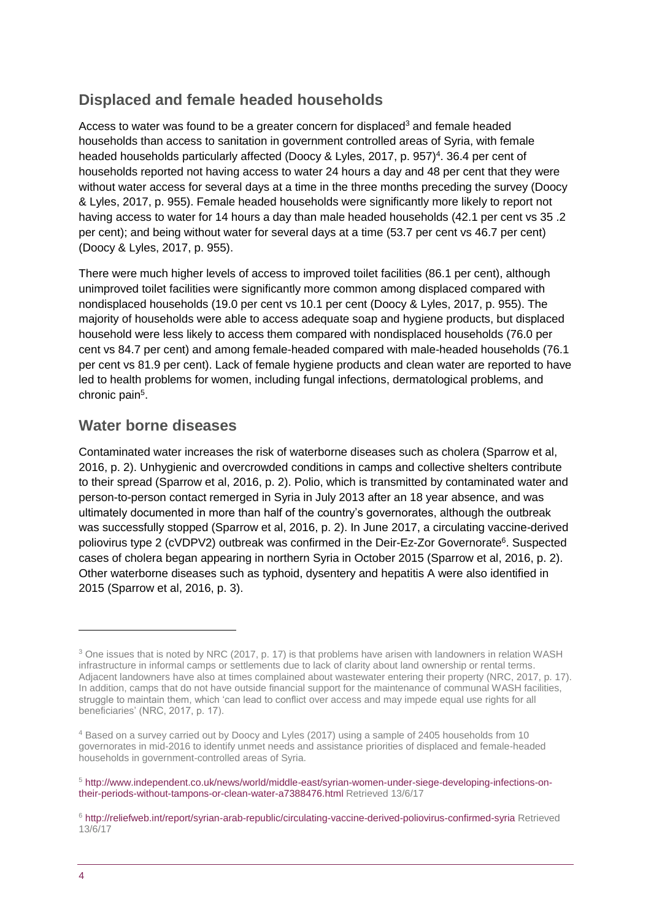## Displaced and female headed households

Access to water was found to be a greater concern for displaced[3] and female headed households than access to sanitation in government controlled areas of Syria, with female headed households particularly affected (Doocy & Lyles, 2017, p. 957)[4]. 36.4 per cent of households reported not having access to water 24 hours a day and 48 per cent that they were without water access for several days at a time in the three months preceding the survey (Doocy & Lyles, 2017, p. 955). Female headed households were significantly more likely to report not having access to water for 14 hours a day than male headed households (42.1 per cent vs 35 .2 per cent); and being without water for several days at a time (53.7 per cent vs 46.7 per cent) (Doocy & Lyles, 2017, p. 955).

There were much higher levels of access to improved toilet facilities (86.1 per cent), although unimproved toilet facilities were significantly more common among displaced compared with nondisplaced households (19.0 per cent vs 10.1 per cent (Doocy & Lyles, 2017, p. 955). The majority of households were able to access adequate soap and hygiene products, but displaced household were less likely to access them compared with nondisplaced households (76.0 per cent vs 84.7 per cent) and among female-headed compared with male-headed households (76.1 per cent vs 81.9 per cent). Lack of female hygiene products and clean water are reported to have led to health problems for women, including fungal infections, dermatological problems, and chronic pain[5].

## Water borne diseases

Contaminated water increases the risk of waterborne diseases such as cholera (Sparrow et al, 2016, p. 2). Unhygienic and overcrowded conditions in camps and collective shelters contribute to their spread (Sparrow et al, 2016, p. 2). Polio, which is transmitted by contaminated water and person-to-person contact remerged in Syria in July 2013 after an 18 year absence, and was ultimately documented in more than half of the country's governorates, although the outbreak was successfully stopped (Sparrow et al, 2016, p. 2). In June 2017, a circulating vaccine-derived poliovirus type 2 (cVDPV2) outbreak was confirmed in the Deir-Ez-Zor Governorate[6]. Suspected cases of cholera began appearing in northern Syria in October 2015 (Sparrow et al, 2016, p. 2). Other waterborne diseases such as typhoid, dysentery and hepatitis A were also identified in 2015 (Sparrow et al, 2016, p. 3).

---

[3] One issues that is noted by NRC (2017, p. 17) is that problems have arisen with landowners in relation WASH infrastructure in informal camps or settlements due to lack of clarity about land ownership or rental terms. Adjacent landowners have also at times complained about wastewater entering their property (NRC, 2017, p. 17). In addition, camps that do not have outside financial support for the maintenance of communal WASH facilities, struggle to maintain them, which 'can lead to conflict over access and may impede equal use rights for all beneficiaries' (NRC, 2017, p. 17).

[4] Based on a survey carried out by Doocy and Lyles (2017) using a sample of 2405 households from 10 governorates in mid-2016 to identify unmet needs and assistance priorities of displaced and female-headed households in government-controlled areas of Syria.

[5] http://www.independent.co.uk/news/world/middle-east/syrian-women-under-siege-developing-infections-on-their-periods-without-tampons-or-clean-water-a7388476.html Retrieved 13/6/17

[6] http://reliefweb.int/report/syrian-arab-republic/circulating-vaccine-derived-poliovirus-confirmed-syria Retrieved 13/6/17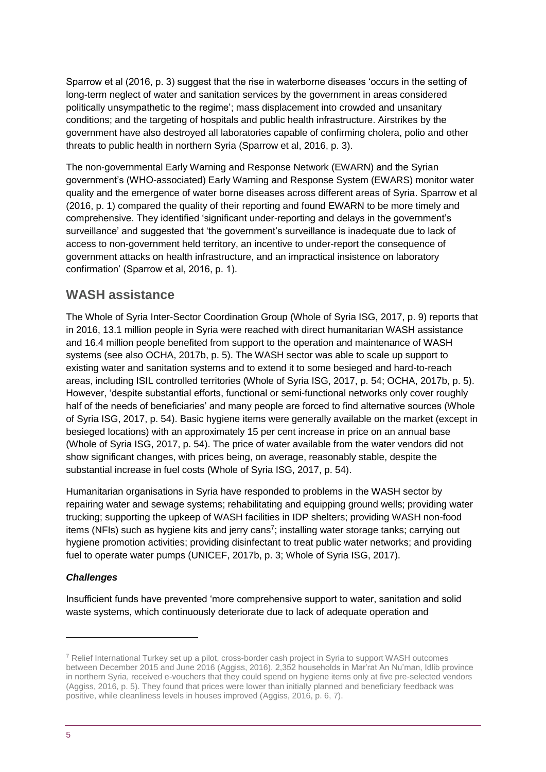Sparrow et al (2016, p. 3) suggest that the rise in waterborne diseases 'occurs in the setting of long-term neglect of water and sanitation services by the government in areas considered politically unsympathetic to the regime'; mass displacement into crowded and unsanitary conditions; and the targeting of hospitals and public health infrastructure. Airstrikes by the government have also destroyed all laboratories capable of confirming cholera, polio and other threats to public health in northern Syria (Sparrow et al, 2016, p. 3).

The non-governmental Early Warning and Response Network (EWARN) and the Syrian government's (WHO-associated) Early Warning and Response System (EWARS) monitor water quality and the emergence of water borne diseases across different areas of Syria. Sparrow et al (2016, p. 1) compared the quality of their reporting and found EWARN to be more timely and comprehensive. They identified 'significant under-reporting and delays in the government's surveillance' and suggested that 'the government's surveillance is inadequate due to lack of access to non-government held territory, an incentive to under-report the consequence of government attacks on health infrastructure, and an impractical insistence on laboratory confirmation' (Sparrow et al, 2016, p. 1).

## WASH assistance

The Whole of Syria Inter-Sector Coordination Group (Whole of Syria ISG, 2017, p. 9) reports that in 2016, 13.1 million people in Syria were reached with direct humanitarian WASH assistance and 16.4 million people benefited from support to the operation and maintenance of WASH systems (see also OCHA, 2017b, p. 5). The WASH sector was able to scale up support to existing water and sanitation systems and to extend it to some besieged and hard-to-reach areas, including ISIL controlled territories (Whole of Syria ISG, 2017, p. 54; OCHA, 2017b, p. 5). However, 'despite substantial efforts, functional or semi-functional networks only cover roughly half of the needs of beneficiaries' and many people are forced to find alternative sources (Whole of Syria ISG, 2017, p. 54). Basic hygiene items were generally available on the market (except in besieged locations) with an approximately 15 per cent increase in price on an annual base (Whole of Syria ISG, 2017, p. 54). The price of water available from the water vendors did not show significant changes, with prices being, on average, reasonably stable, despite the substantial increase in fuel costs (Whole of Syria ISG, 2017, p. 54).

Humanitarian organisations in Syria have responded to problems in the WASH sector by repairing water and sewage systems; rehabilitating and equipping ground wells; providing water trucking; supporting the upkeep of WASH facilities in IDP shelters; providing WASH non-food items (NFIs) such as hygiene kits and jerry cans[7]; installing water storage tanks; carrying out hygiene promotion activities; providing disinfectant to treat public water networks; and providing fuel to operate water pumps (UNICEF, 2017b, p. 3; Whole of Syria ISG, 2017).

### *Challenges*

Insufficient funds have prevented 'more comprehensive support to water, sanitation and solid waste systems, which continuously deteriorate due to lack of adequate operation and

---

[7] Relief International Turkey set up a pilot, cross-border cash project in Syria to support WASH outcomes between December 2015 and June 2016 (Aggiss, 2016). 2,352 households in Mar'rat An Nu'man, Idlib province in northern Syria, received e-vouchers that they could spend on hygiene items only at five pre-selected vendors (Aggiss, 2016, p. 5). They found that prices were lower than initially planned and beneficiary feedback was positive, while cleanliness levels in houses improved (Aggiss, 2016, p. 6, 7).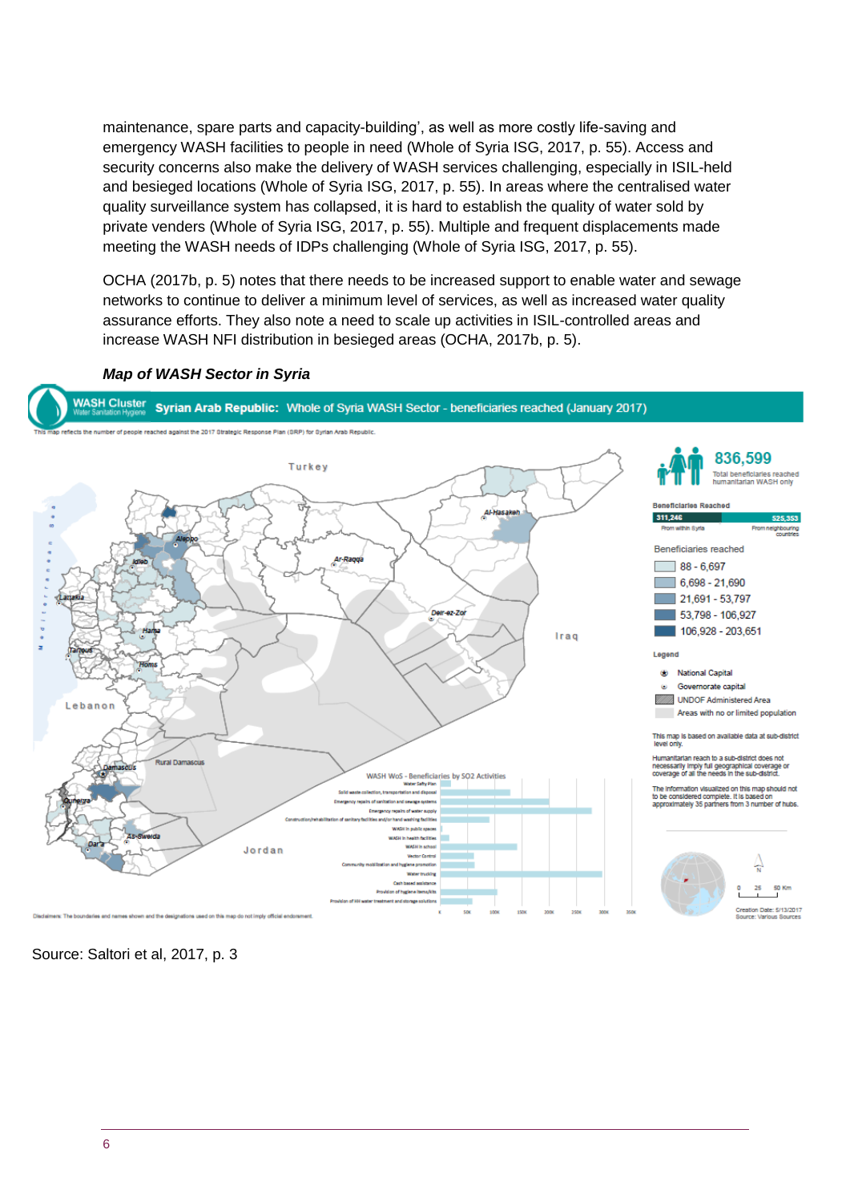maintenance, spare parts and capacity-building', as well as more costly life-saving and emergency WASH facilities to people in need (Whole of Syria ISG, 2017, p. 55). Access and security concerns also make the delivery of WASH services challenging, especially in ISIL-held and besieged locations (Whole of Syria ISG, 2017, p. 55). In areas where the centralised water quality surveillance system has collapsed, it is hard to establish the quality of water sold by private venders (Whole of Syria ISG, 2017, p. 55). Multiple and frequent displacements made meeting the WASH needs of IDPs challenging (Whole of Syria ISG, 2017, p. 55).

OCHA (2017b, p. 5) notes that there needs to be increased support to enable water and sewage networks to continue to deliver a minimum level of services, as well as increased water quality assurance efforts. They also note a need to scale up activities in ISIL-controlled areas and increase WASH NFI distribution in besieged areas (OCHA, 2017b, p. 5).

***Map of WASH Sector in Syria***

Source: Saltori et al, 2017, p. 3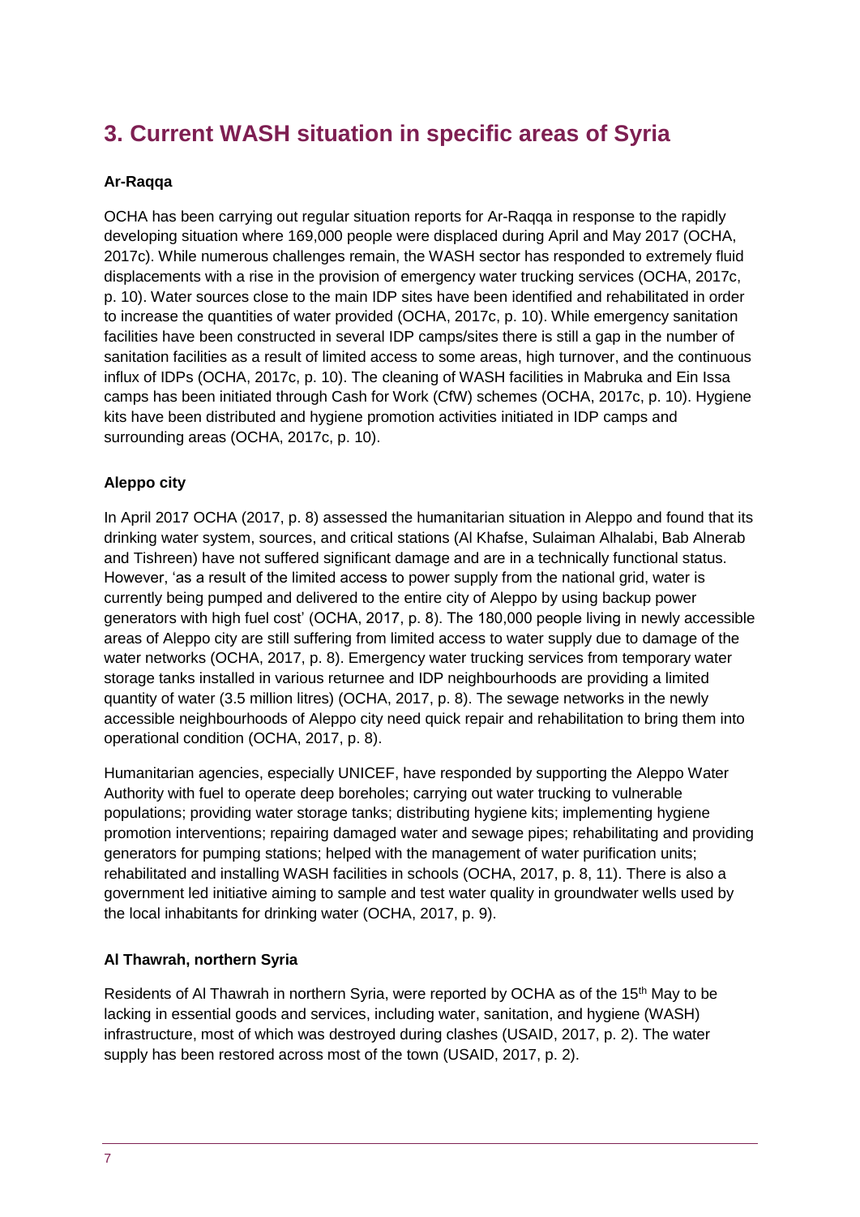# 3. Current WASH situation in specific areas of Syria

**Ar-Raqqa**

OCHA has been carrying out regular situation reports for Ar-Raqqa in response to the rapidly developing situation where 169,000 people were displaced during April and May 2017 (OCHA, 2017c). While numerous challenges remain, the WASH sector has responded to extremely fluid displacements with a rise in the provision of emergency water trucking services (OCHA, 2017c, p. 10). Water sources close to the main IDP sites have been identified and rehabilitated in order to increase the quantities of water provided (OCHA, 2017c, p. 10). While emergency sanitation facilities have been constructed in several IDP camps/sites there is still a gap in the number of sanitation facilities as a result of limited access to some areas, high turnover, and the continuous influx of IDPs (OCHA, 2017c, p. 10). The cleaning of WASH facilities in Mabruka and Ein Issa camps has been initiated through Cash for Work (CfW) schemes (OCHA, 2017c, p. 10). Hygiene kits have been distributed and hygiene promotion activities initiated in IDP camps and surrounding areas (OCHA, 2017c, p. 10).

**Aleppo city**

In April 2017 OCHA (2017, p. 8) assessed the humanitarian situation in Aleppo and found that its drinking water system, sources, and critical stations (Al Khafse, Sulaiman Alhalabi, Bab Alnerab and Tishreen) have not suffered significant damage and are in a technically functional status. However, 'as a result of the limited access to power supply from the national grid, water is currently being pumped and delivered to the entire city of Aleppo by using backup power generators with high fuel cost' (OCHA, 2017, p. 8). The 180,000 people living in newly accessible areas of Aleppo city are still suffering from limited access to water supply due to damage of the water networks (OCHA, 2017, p. 8). Emergency water trucking services from temporary water storage tanks installed in various returnee and IDP neighbourhoods are providing a limited quantity of water (3.5 million litres) (OCHA, 2017, p. 8). The sewage networks in the newly accessible neighbourhoods of Aleppo city need quick repair and rehabilitation to bring them into operational condition (OCHA, 2017, p. 8).

Humanitarian agencies, especially UNICEF, have responded by supporting the Aleppo Water Authority with fuel to operate deep boreholes; carrying out water trucking to vulnerable populations; providing water storage tanks; distributing hygiene kits; implementing hygiene promotion interventions; repairing damaged water and sewage pipes; rehabilitating and providing generators for pumping stations; helped with the management of water purification units; rehabilitated and installing WASH facilities in schools (OCHA, 2017, p. 8, 11). There is also a government led initiative aiming to sample and test water quality in groundwater wells used by the local inhabitants for drinking water (OCHA, 2017, p. 9).

**Al Thawrah, northern Syria**

Residents of Al Thawrah in northern Syria, were reported by OCHA as of the 15th May to be lacking in essential goods and services, including water, sanitation, and hygiene (WASH) infrastructure, most of which was destroyed during clashes (USAID, 2017, p. 2). The water supply has been restored across most of the town (USAID, 2017, p. 2).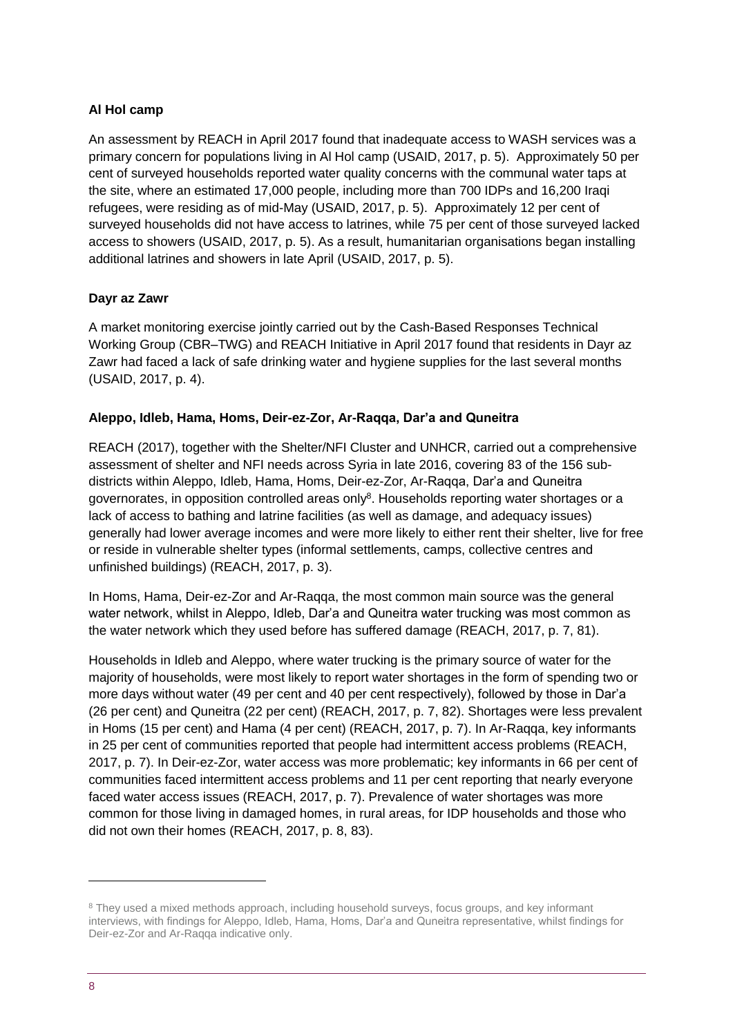### Al Hol camp

An assessment by REACH in April 2017 found that inadequate access to WASH services was a primary concern for populations living in Al Hol camp (USAID, 2017, p. 5). Approximately 50 per cent of surveyed households reported water quality concerns with the communal water taps at the site, where an estimated 17,000 people, including more than 700 IDPs and 16,200 Iraqi refugees, were residing as of mid-May (USAID, 2017, p. 5). Approximately 12 per cent of surveyed households did not have access to latrines, while 75 per cent of those surveyed lacked access to showers (USAID, 2017, p. 5). As a result, humanitarian organisations began installing additional latrines and showers in late April (USAID, 2017, p. 5).

### Dayr az Zawr

A market monitoring exercise jointly carried out by the Cash-Based Responses Technical Working Group (CBR–TWG) and REACH Initiative in April 2017 found that residents in Dayr az Zawr had faced a lack of safe drinking water and hygiene supplies for the last several months (USAID, 2017, p. 4).

### Aleppo, Idleb, Hama, Homs, Deir-ez-Zor, Ar-Raqqa, Dar'a and Quneitra

REACH (2017), together with the Shelter/NFI Cluster and UNHCR, carried out a comprehensive assessment of shelter and NFI needs across Syria in late 2016, covering 83 of the 156 sub-districts within Aleppo, Idleb, Hama, Homs, Deir-ez-Zor, Ar-Raqqa, Dar'a and Quneitra governorates, in opposition controlled areas only[8]. Households reporting water shortages or a lack of access to bathing and latrine facilities (as well as damage, and adequacy issues) generally had lower average incomes and were more likely to either rent their shelter, live for free or reside in vulnerable shelter types (informal settlements, camps, collective centres and unfinished buildings) (REACH, 2017, p. 3).

In Homs, Hama, Deir-ez-Zor and Ar-Raqqa, the most common main source was the general water network, whilst in Aleppo, Idleb, Dar'a and Quneitra water trucking was most common as the water network which they used before has suffered damage (REACH, 2017, p. 7, 81).

Households in Idleb and Aleppo, where water trucking is the primary source of water for the majority of households, were most likely to report water shortages in the form of spending two or more days without water (49 per cent and 40 per cent respectively), followed by those in Dar'a (26 per cent) and Quneitra (22 per cent) (REACH, 2017, p. 7, 82). Shortages were less prevalent in Homs (15 per cent) and Hama (4 per cent) (REACH, 2017, p. 7). In Ar-Raqqa, key informants in 25 per cent of communities reported that people had intermittent access problems (REACH, 2017, p. 7). In Deir-ez-Zor, water access was more problematic; key informants in 66 per cent of communities faced intermittent access problems and 11 per cent reporting that nearly everyone faced water access issues (REACH, 2017, p. 7). Prevalence of water shortages was more common for those living in damaged homes, in rural areas, for IDP households and those who did not own their homes (REACH, 2017, p. 8, 83).

---

[8] They used a mixed methods approach, including household surveys, focus groups, and key informant interviews, with findings for Aleppo, Idleb, Hama, Homs, Dar'a and Quneitra representative, whilst findings for Deir-ez-Zor and Ar-Raqqa indicative only.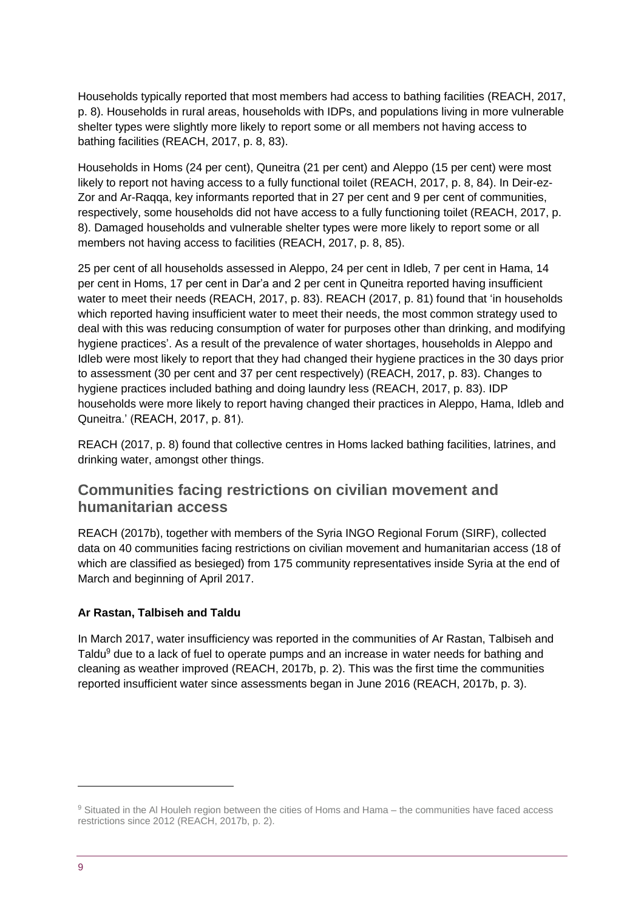Households typically reported that most members had access to bathing facilities (REACH, 2017, p. 8). Households in rural areas, households with IDPs, and populations living in more vulnerable shelter types were slightly more likely to report some or all members not having access to bathing facilities (REACH, 2017, p. 8, 83).

Households in Homs (24 per cent), Quneitra (21 per cent) and Aleppo (15 per cent) were most likely to report not having access to a fully functional toilet (REACH, 2017, p. 8, 84). In Deir-ez-Zor and Ar-Raqqa, key informants reported that in 27 per cent and 9 per cent of communities, respectively, some households did not have access to a fully functioning toilet (REACH, 2017, p. 8). Damaged households and vulnerable shelter types were more likely to report some or all members not having access to facilities (REACH, 2017, p. 8, 85).

25 per cent of all households assessed in Aleppo, 24 per cent in Idleb, 7 per cent in Hama, 14 per cent in Homs, 17 per cent in Dar'a and 2 per cent in Quneitra reported having insufficient water to meet their needs (REACH, 2017, p. 83). REACH (2017, p. 81) found that 'in households which reported having insufficient water to meet their needs, the most common strategy used to deal with this was reducing consumption of water for purposes other than drinking, and modifying hygiene practices'. As a result of the prevalence of water shortages, households in Aleppo and Idleb were most likely to report that they had changed their hygiene practices in the 30 days prior to assessment (30 per cent and 37 per cent respectively) (REACH, 2017, p. 83). Changes to hygiene practices included bathing and doing laundry less (REACH, 2017, p. 83). IDP households were more likely to report having changed their practices in Aleppo, Hama, Idleb and Quneitra.' (REACH, 2017, p. 81).

REACH (2017, p. 8) found that collective centres in Homs lacked bathing facilities, latrines, and drinking water, amongst other things.

## Communities facing restrictions on civilian movement and humanitarian access

REACH (2017b), together with members of the Syria INGO Regional Forum (SIRF), collected data on 40 communities facing restrictions on civilian movement and humanitarian access (18 of which are classified as besieged) from 175 community representatives inside Syria at the end of March and beginning of April 2017.

**Ar Rastan, Talbiseh and Taldu**

In March 2017, water insufficiency was reported in the communities of Ar Rastan, Talbiseh and Taldu[9] due to a lack of fuel to operate pumps and an increase in water needs for bathing and cleaning as weather improved (REACH, 2017b, p. 2). This was the first time the communities reported insufficient water since assessments began in June 2016 (REACH, 2017b, p. 3).

[9] Situated in the Al Houleh region between the cities of Homs and Hama – the communities have faced access restrictions since 2012 (REACH, 2017b, p. 2).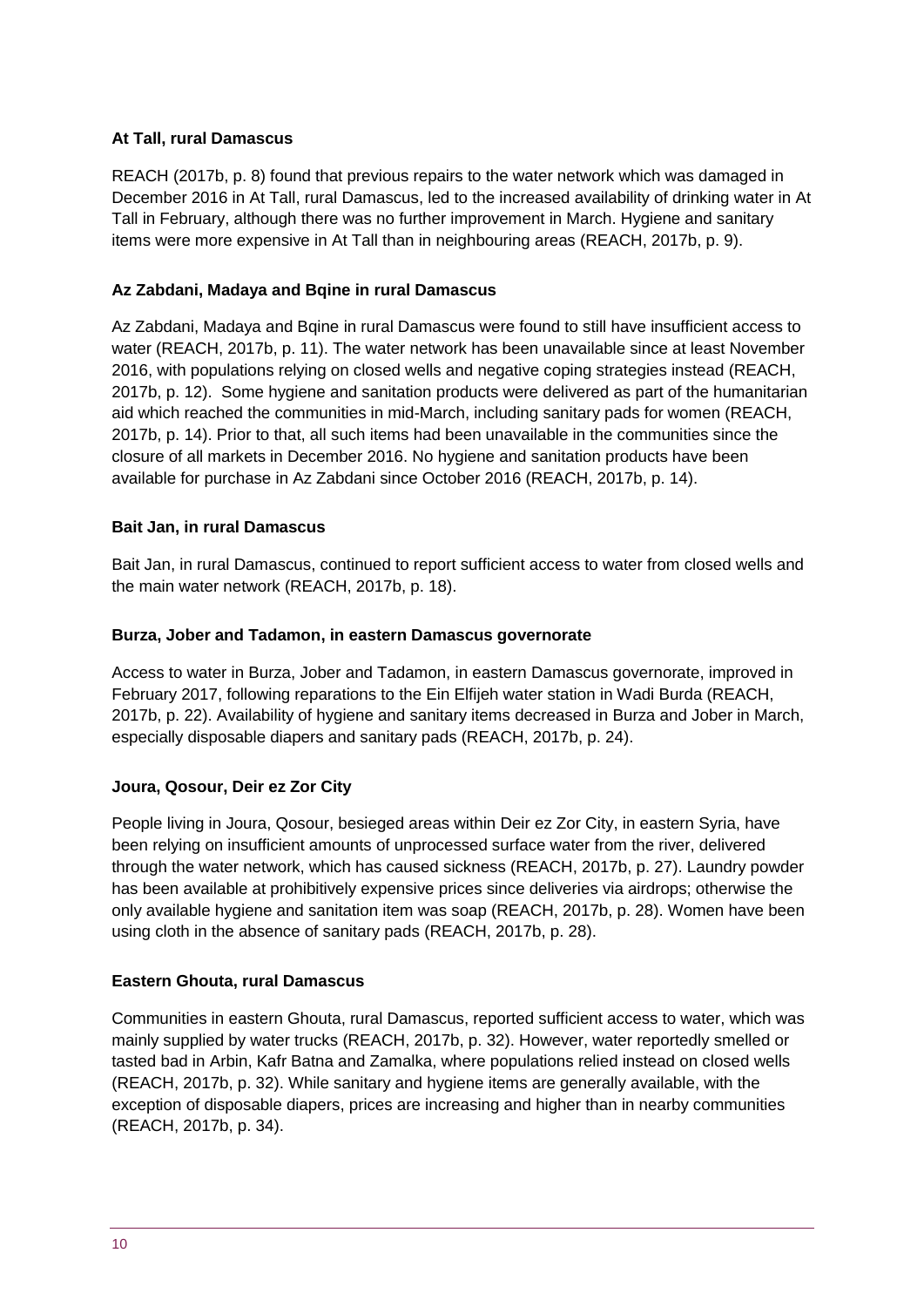**At Tall, rural Damascus**

REACH (2017b, p. 8) found that previous repairs to the water network which was damaged in December 2016 in At Tall, rural Damascus, led to the increased availability of drinking water in At Tall in February, although there was no further improvement in March. Hygiene and sanitary items were more expensive in At Tall than in neighbouring areas (REACH, 2017b, p. 9).

**Az Zabdani, Madaya and Bqine in rural Damascus**

Az Zabdani, Madaya and Bqine in rural Damascus were found to still have insufficient access to water (REACH, 2017b, p. 11). The water network has been unavailable since at least November 2016, with populations relying on closed wells and negative coping strategies instead (REACH, 2017b, p. 12). Some hygiene and sanitation products were delivered as part of the humanitarian aid which reached the communities in mid-March, including sanitary pads for women (REACH, 2017b, p. 14). Prior to that, all such items had been unavailable in the communities since the closure of all markets in December 2016. No hygiene and sanitation products have been available for purchase in Az Zabdani since October 2016 (REACH, 2017b, p. 14).

**Bait Jan, in rural Damascus**

Bait Jan, in rural Damascus, continued to report sufficient access to water from closed wells and the main water network (REACH, 2017b, p. 18).

**Burza, Jober and Tadamon, in eastern Damascus governorate**

Access to water in Burza, Jober and Tadamon, in eastern Damascus governorate, improved in February 2017, following reparations to the Ein Elfijeh water station in Wadi Burda (REACH, 2017b, p. 22). Availability of hygiene and sanitary items decreased in Burza and Jober in March, especially disposable diapers and sanitary pads (REACH, 2017b, p. 24).

**Joura, Qosour, Deir ez Zor City**

People living in Joura, Qosour, besieged areas within Deir ez Zor City, in eastern Syria, have been relying on insufficient amounts of unprocessed surface water from the river, delivered through the water network, which has caused sickness (REACH, 2017b, p. 27). Laundry powder has been available at prohibitively expensive prices since deliveries via airdrops; otherwise the only available hygiene and sanitation item was soap (REACH, 2017b, p. 28). Women have been using cloth in the absence of sanitary pads (REACH, 2017b, p. 28).

**Eastern Ghouta, rural Damascus**

Communities in eastern Ghouta, rural Damascus, reported sufficient access to water, which was mainly supplied by water trucks (REACH, 2017b, p. 32). However, water reportedly smelled or tasted bad in Arbin, Kafr Batna and Zamalka, where populations relied instead on closed wells (REACH, 2017b, p. 32). While sanitary and hygiene items are generally available, with the exception of disposable diapers, prices are increasing and higher than in nearby communities (REACH, 2017b, p. 34).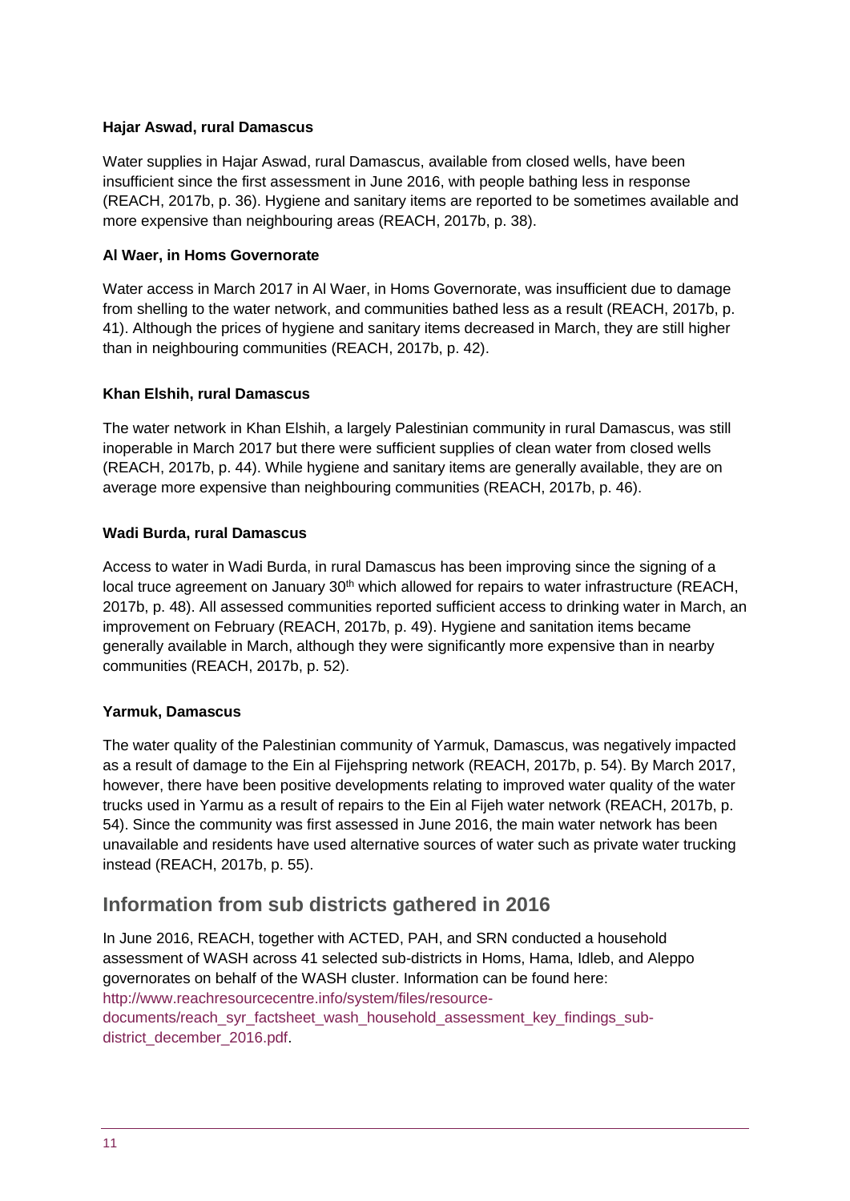**Hajar Aswad, rural Damascus**

Water supplies in Hajar Aswad, rural Damascus, available from closed wells, have been insufficient since the first assessment in June 2016, with people bathing less in response (REACH, 2017b, p. 36). Hygiene and sanitary items are reported to be sometimes available and more expensive than neighbouring areas (REACH, 2017b, p. 38).

**Al Waer, in Homs Governorate**

Water access in March 2017 in Al Waer, in Homs Governorate, was insufficient due to damage from shelling to the water network, and communities bathed less as a result (REACH, 2017b, p. 41). Although the prices of hygiene and sanitary items decreased in March, they are still higher than in neighbouring communities (REACH, 2017b, p. 42).

**Khan Elshih, rural Damascus**

The water network in Khan Elshih, a largely Palestinian community in rural Damascus, was still inoperable in March 2017 but there were sufficient supplies of clean water from closed wells (REACH, 2017b, p. 44). While hygiene and sanitary items are generally available, they are on average more expensive than neighbouring communities (REACH, 2017b, p. 46).

**Wadi Burda, rural Damascus**

Access to water in Wadi Burda, in rural Damascus has been improving since the signing of a local truce agreement on January 30th which allowed for repairs to water infrastructure (REACH, 2017b, p. 48). All assessed communities reported sufficient access to drinking water in March, an improvement on February (REACH, 2017b, p. 49). Hygiene and sanitation items became generally available in March, although they were significantly more expensive than in nearby communities (REACH, 2017b, p. 52).

**Yarmuk, Damascus**

The water quality of the Palestinian community of Yarmuk, Damascus, was negatively impacted as a result of damage to the Ein al Fijehspring network (REACH, 2017b, p. 54). By March 2017, however, there have been positive developments relating to improved water quality of the water trucks used in Yarmu as a result of repairs to the Ein al Fijeh water network (REACH, 2017b, p. 54). Since the community was first assessed in June 2016, the main water network has been unavailable and residents have used alternative sources of water such as private water trucking instead (REACH, 2017b, p. 55).

## Information from sub districts gathered in 2016

In June 2016, REACH, together with ACTED, PAH, and SRN conducted a household assessment of WASH across 41 selected sub-districts in Homs, Hama, Idleb, and Aleppo governorates on behalf of the WASH cluster. Information can be found here: http://www.reachresourcecentre.info/system/files/resource-documents/reach_syr_factsheet_wash_household_assessment_key_findings_sub-district_december_2016.pdf.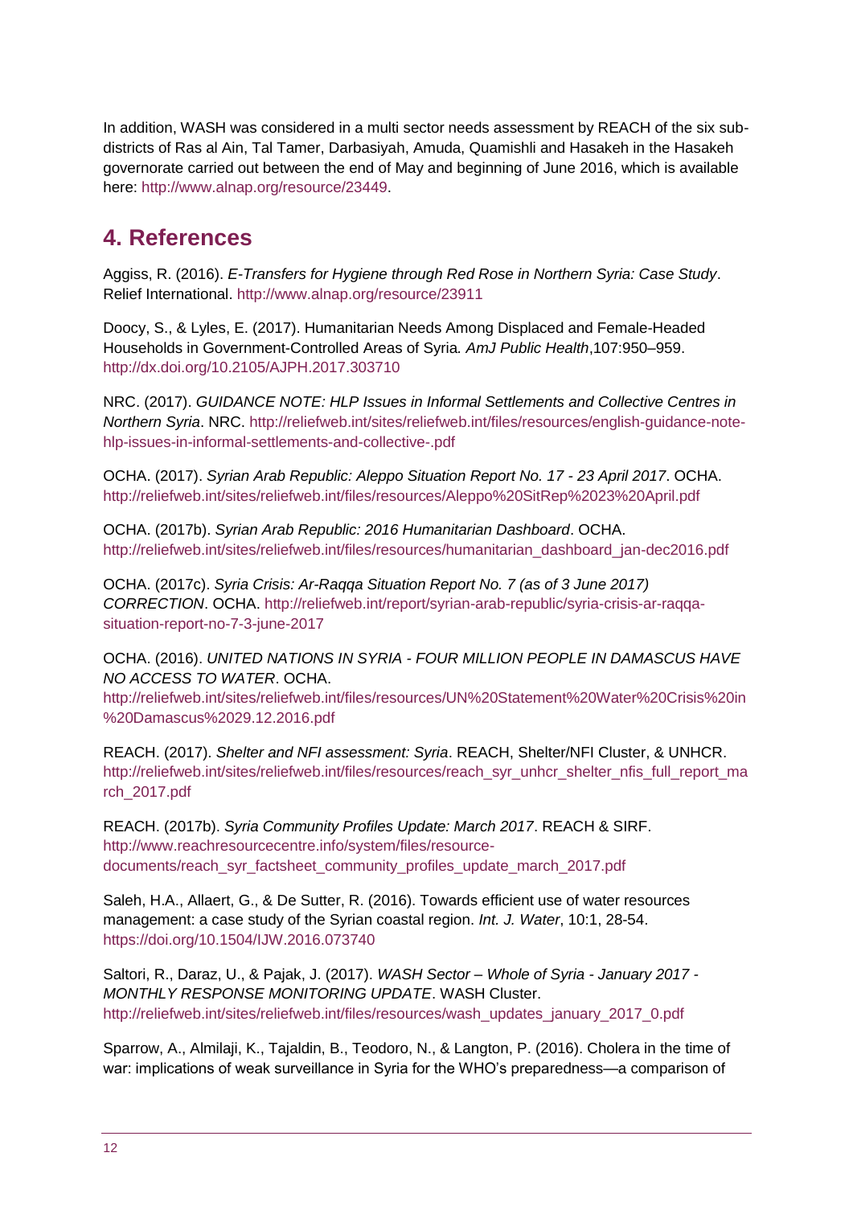In addition, WASH was considered in a multi sector needs assessment by REACH of the six sub-districts of Ras al Ain, Tal Tamer, Darbasiyah, Amuda, Quamishli and Hasakeh in the Hasakeh governorate carried out between the end of May and beginning of June 2016, which is available here: http://www.alnap.org/resource/23449.

## 4. References

Aggiss, R. (2016). *E-Transfers for Hygiene through Red Rose in Northern Syria: Case Study*. Relief International. http://www.alnap.org/resource/23911

Doocy, S., & Lyles, E. (2017). Humanitarian Needs Among Displaced and Female-Headed Households in Government-Controlled Areas of Syria. *AmJ Public Health*,107:950–959. http://dx.doi.org/10.2105/AJPH.2017.303710

NRC. (2017). *GUIDANCE NOTE: HLP Issues in Informal Settlements and Collective Centres in Northern Syria*. NRC. http://reliefweb.int/sites/reliefweb.int/files/resources/english-guidance-note-hlp-issues-in-informal-settlements-and-collective-.pdf

OCHA. (2017). *Syrian Arab Republic: Aleppo Situation Report No. 17 - 23 April 2017*. OCHA. http://reliefweb.int/sites/reliefweb.int/files/resources/Aleppo%20SitRep%2023%20April.pdf

OCHA. (2017b). *Syrian Arab Republic: 2016 Humanitarian Dashboard*. OCHA. http://reliefweb.int/sites/reliefweb.int/files/resources/humanitarian_dashboard_jan-dec2016.pdf

OCHA. (2017c). *Syria Crisis: Ar-Raqqa Situation Report No. 7 (as of 3 June 2017) CORRECTION*. OCHA. http://reliefweb.int/report/syrian-arab-republic/syria-crisis-ar-raqqa-situation-report-no-7-3-june-2017

OCHA. (2016). *UNITED NATIONS IN SYRIA - FOUR MILLION PEOPLE IN DAMASCUS HAVE NO ACCESS TO WATER*. OCHA. http://reliefweb.int/sites/reliefweb.int/files/resources/UN%20Statement%20Water%20Crisis%20in%20Damascus%2029.12.2016.pdf

REACH. (2017). *Shelter and NFI assessment: Syria*. REACH, Shelter/NFI Cluster, & UNHCR. http://reliefweb.int/sites/reliefweb.int/files/resources/reach_syr_unhcr_shelter_nfis_full_report_march_2017.pdf

REACH. (2017b). *Syria Community Profiles Update: March 2017*. REACH & SIRF. http://www.reachresourcecentre.info/system/files/resource-documents/reach_syr_factsheet_community_profiles_update_march_2017.pdf

Saleh, H.A., Allaert, G., & De Sutter, R. (2016). Towards efficient use of water resources management: a case study of the Syrian coastal region. *Int. J. Water*, 10:1, 28-54. https://doi.org/10.1504/IJW.2016.073740

Saltori, R., Daraz, U., & Pajak, J. (2017). *WASH Sector – Whole of Syria - January 2017 - MONTHLY RESPONSE MONITORING UPDATE*. WASH Cluster. http://reliefweb.int/sites/reliefweb.int/files/resources/wash_updates_january_2017_0.pdf

Sparrow, A., Almilaji, K., Tajaldin, B., Teodoro, N., & Langton, P. (2016). Cholera in the time of war: implications of weak surveillance in Syria for the WHO's preparedness—a comparison of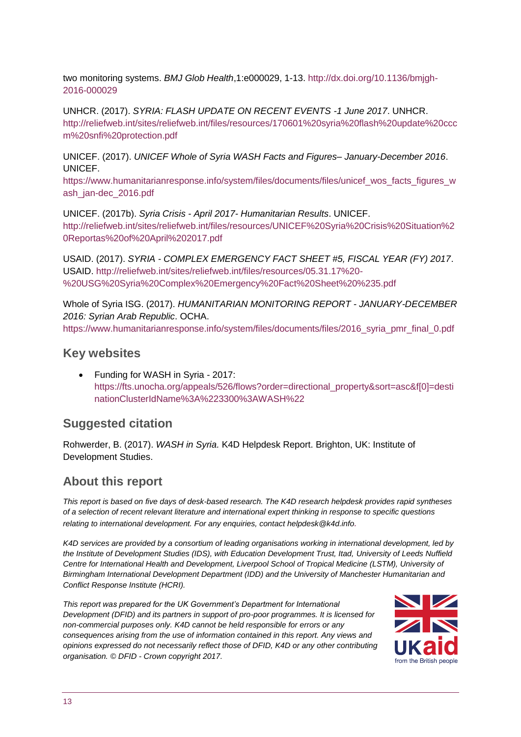two monitoring systems. *BMJ Glob Health*,1:e000029, 1-13. http://dx.doi.org/10.1136/bmjgh-2016-000029

UNHCR. (2017). *SYRIA: FLASH UPDATE ON RECENT EVENTS -1 June 2017*. UNHCR. http://reliefweb.int/sites/reliefweb.int/files/resources/170601%20syria%20flash%20update%20cccm%20snfi%20protection.pdf

UNICEF. (2017). *UNICEF Whole of Syria WASH Facts and Figures– January-December 2016*. UNICEF. https://www.humanitarianresponse.info/system/files/documents/files/unicef_wos_facts_figures_wash_jan-dec_2016.pdf

UNICEF. (2017b). *Syria Crisis - April 2017- Humanitarian Results*. UNICEF. http://reliefweb.int/sites/reliefweb.int/files/resources/UNICEF%20Syria%20Crisis%20Situation%20Reportas%20of%20April%202017.pdf

USAID. (2017). *SYRIA - COMPLEX EMERGENCY FACT SHEET #5, FISCAL YEAR (FY) 2017*. USAID. http://reliefweb.int/sites/reliefweb.int/files/resources/05.31.17%20-%20USG%20Syria%20Complex%20Emergency%20Fact%20Sheet%20%235.pdf

Whole of Syria ISG. (2017). *HUMANITARIAN MONITORING REPORT - JANUARY-DECEMBER 2016: Syrian Arab Republic*. OCHA. https://www.humanitarianresponse.info/system/files/documents/files/2016_syria_pmr_final_0.pdf

## Key websites

- Funding for WASH in Syria - 2017: https://fts.unocha.org/appeals/526/flows?order=directional_property&sort=asc&f[0]=destinationClusterIdName%3A%223300%3AWASH%22

## Suggested citation

Rohwerder, B. (2017). *WASH in Syria.* K4D Helpdesk Report. Brighton, UK: Institute of Development Studies.

## About this report

*This report is based on five days of desk-based research. The K4D research helpdesk provides rapid syntheses of a selection of recent relevant literature and international expert thinking in response to specific questions relating to international development. For any enquiries, contact helpdesk@k4d.info.*

*K4D services are provided by a consortium of leading organisations working in international development, led by the Institute of Development Studies (IDS), with Education Development Trust, Itad, University of Leeds Nuffield Centre for International Health and Development, Liverpool School of Tropical Medicine (LSTM), University of Birmingham International Development Department (IDD) and the University of Manchester Humanitarian and Conflict Response Institute (HCRI).*

*This report was prepared for the UK Government's Department for International Development (DFID) and its partners in support of pro-poor programmes. It is licensed for non-commercial purposes only. K4D cannot be held responsible for errors or any consequences arising from the use of information contained in this report. Any views and opinions expressed do not necessarily reflect those of DFID, K4D or any other contributing organisation. © DFID - Crown copyright 2017.*

UKaid
from the British people